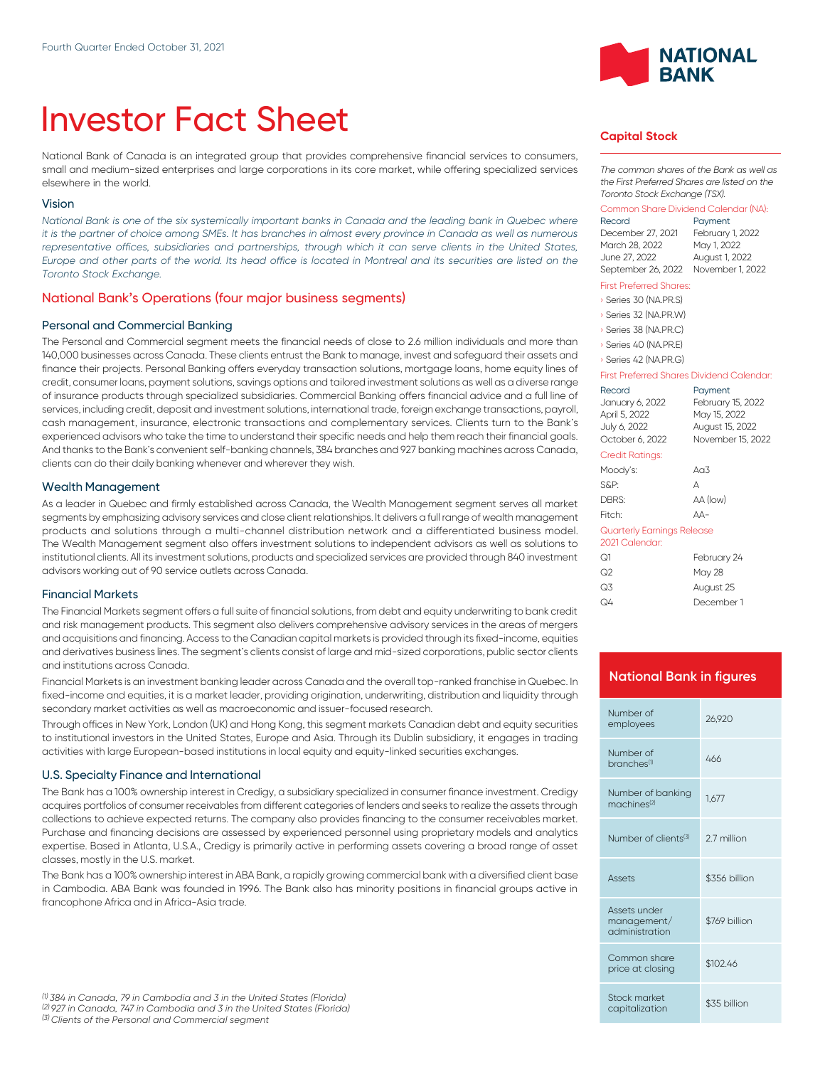Fourth Quarter Ended October 31, 2021

# Investor Fact Sheet

National Bank of Canada is an integrated group that provides comprehensive financial services to consumers, small and medium-sized enterprises and large corporations in its core market, while offering specialized services elsewhere in the world.

### Vision

*National Bank is one of the six systemically important banks in Canada and the leading bank in Quebec where it is the partner of choice among SMEs. It has branches in almost every province in Canada as well as numerous representative offices, subsidiaries and partnerships, through which it can serve clients in the United States, Europe and other parts of the world. Its head office is located in Montreal and its securities are listed on the Toronto Stock Exchange.*

## National Bank's Operations (four major business segments)

### Personal and Commercial Banking

The Personal and Commercial segment meets the financial needs of close to 2.6 million individuals and more than 140,000 businesses across Canada. These clients entrust the Bank to manage, invest and safeguard their assets and finance their projects. Personal Banking offers everyday transaction solutions, mortgage loans, home equity lines of credit, consumer loans, payment solutions, savings options and tailored investment solutions as well as a diverse range of insurance products through specialized subsidiaries. Commercial Banking offers financial advice and a full line of services, including credit, deposit and investment solutions, international trade, foreign exchange transactions, payroll, cash management, insurance, electronic transactions and complementary services. Clients turn to the Bank's experienced advisors who take the time to understand their specific needs and help them reach their financial goals. And thanks to the Bank's convenient self-banking channels, 384 branches and 927 banking machines across Canada, clients can do their daily banking whenever and wherever they wish.

### Wealth Management

As a leader in Quebec and firmly established across Canada, the Wealth Management segment serves all market segments by emphasizing advisory services and close client relationships. It delivers a full range of wealth management products and solutions through a multi-channel distribution network and a differentiated business model. The Wealth Management segment also offers investment solutions to independent advisors as well as solutions to institutional clients. All its investment solutions, products and specialized services are provided through 840 investment advisors working out of 90 service outlets across Canada.

### Financial Markets

The Financial Markets segment offers a full suite of financial solutions, from debt and equity underwriting to bank credit and risk management products. This segment also delivers comprehensive advisory services in the areas of mergers and acquisitions and financing. Access to the Canadian capital markets is provided through its fixed-income, equities and derivatives business lines. The segment's clients consist of large and mid-sized corporations, public sector clients and institutions across Canada.

Financial Markets is an investment banking leader across Canada and the overall top-ranked franchise in Quebec. In fixed-income and equities, it is a market leader, providing origination, underwriting, distribution and liquidity through secondary market activities as well as macroeconomic and issuer-focused research.

Through offices in New York, London (UK) and Hong Kong, this segment markets Canadian debt and equity securities to institutional investors in the United States, Europe and Asia. Through its Dublin subsidiary, it engages in trading activities with large European-based institutions in local equity and equity-linked securities exchanges.

### U.S. Specialty Finance and International

The Bank has a 100% ownership interest in Credigy, a subsidiary specialized in consumer finance investment. Credigy acquires portfolios of consumer receivables from different categories of lenders and seeks to realize the assets through collections to achieve expected returns. The company also provides financing to the consumer receivables market. Purchase and financing decisions are assessed by experienced personnel using proprietary models and analytics expertise. Based in Atlanta, U.S.A., Credigy is primarily active in performing assets covering a broad range of asset classes, mostly in the U.S. market.

The Bank has a 100% ownership interest in ABA Bank, a rapidly growing commercial bank with a diversified client base in Cambodia. ABA Bank was founded in 1996. The Bank also has minority positions in financial groups active in francophone Africa and in Africa-Asia trade.

*[1] 384 in Canada, 79 in Cambodia and 3 in the United States (Florida)*
*[2] 927 in Canada, 747 in Cambodia and 3 in the United States (Florida)*
*[3] Clients of the Personal and Commercial segment*

## Capital Stock

*The common shares of the Bank as well as the First Preferred Shares are listed on the Toronto Stock Exchange (TSX).*

**Common Share Dividend Calendar (NA):**

| Record | Payment |
|---|---|
| December 27, 2021 | February 1, 2022 |
| March 28, 2022 | May 1, 2022 |
| June 27, 2022 | August 1, 2022 |
| September 26, 2022 | November 1, 2022 |

**First Preferred Shares:**

- Series 30 (NA.PR.S)
- Series 32 (NA.PR.W)
- Series 38 (NA.PR.C)
- Series 40 (NA.PR.E)
- Series 42 (NA.PR.G)

**First Preferred Shares Dividend Calendar:**

| Record | Payment |
|---|---|
| January 6, 2022 | February 15, 2022 |
| April 5, 2022 | May 15, 2022 |
| July 6, 2022 | August 15, 2022 |
| October 6, 2022 | November 15, 2022 |

**Credit Ratings:**

| | |
|---|---|
| Moody's: | Aa3 |
| S&P: | A |
| DBRS: | AA (low) |
| Fitch: | AA- |

**Quarterly Earnings Release 2021 Calendar:**

| | |
|---|---|
| Q1 | February 24 |
| Q2 | May 28 |
| Q3 | August 25 |
| Q4 | December 1 |

## National Bank in figures

| | |
|---|---|
| Number of employees | 26,920 |
| Number of branches[1] | 466 |
| Number of banking machines[2] | 1,677 |
| Number of clients[3] | 2.7 million |
| Assets | $356 billion |
| Assets under management/ administration | $769 billion |
| Common share price at closing | $102.46 |
| Stock market capitalization | $35 billion |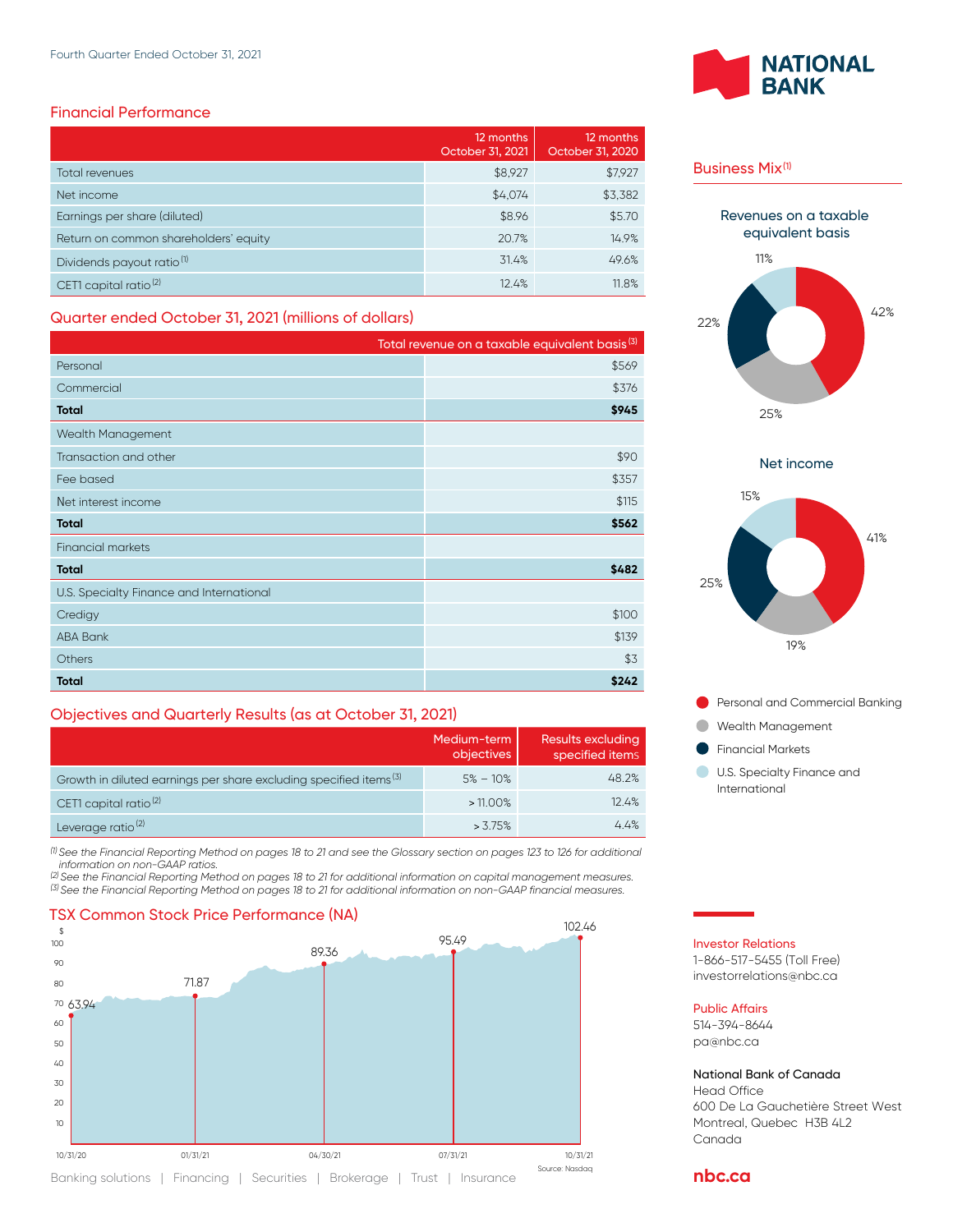Fourth Quarter Ended October 31, 2021

NATIONAL BANK

## Financial Performance

| | 12 months October 31, 2021 | 12 months October 31, 2020 |
|---|---|---|
| Total revenues | $8,927 | $7,927 |
| Net income | $4,074 | $3,382 |
| Earnings per share (diluted) | $8.96 | $5.70 |
| Return on common shareholders' equity | 20.7% | 14.9% |
| Dividends payout ratio [1] | 31.4% | 49.6% |
| CET1 capital ratio [2] | 12.4% | 11.8% |

## Quarter ended October 31, 2021 (millions of dollars)

| | Total revenue on a taxable equivalent basis [3] |
|---|---|
| Personal | $569 |
| Commercial | $376 |
| **Total** | **$945** |
| Wealth Management | |
| Transaction and other | $90 |
| Fee based | $357 |
| Net interest income | $115 |
| **Total** | **$562** |
| Financial markets | |
| **Total** | **$482** |
| U.S. Specialty Finance and International | |
| Credigy | $100 |
| ABA Bank | $139 |
| Others | $3 |
| **Total** | **$242** |

## Objectives and Quarterly Results (as at October 31, 2021)

| | Medium-term objectives | Results excluding specified items |
|---|---|---|
| Growth in diluted earnings per share excluding specified items [3] | 5% – 10% | 48.2% |
| CET1 capital ratio [2] | > 11.00% | 12.4% |
| Leverage ratio [2] | > 3.75% | 4.4% |

*[1] See the Financial Reporting Method on pages 18 to 21 and see the Glossary section on pages 123 to 126 for additional information on non-GAAP ratios.*
*[2] See the Financial Reporting Method on pages 18 to 21 for additional information on capital management measures.*
*[3] See the Financial Reporting Method on pages 18 to 21 for additional information on non-GAAP financial measures.*

## TSX Common Stock Price Performance (NA)

$
100
90
80
70
60
50
40
30
20
10

63.94
71.87
89.36
95.49
102.46

10/31/20
01/31/21
04/30/21
07/31/21
10/31/21

Source: Nasdaq

## Business Mix [1]

Revenues on a taxable equivalent basis

42%
25%
22%
11%

Net income

41%
19%
25%
15%

- Personal and Commercial Banking
- Wealth Management
- Financial Markets
- U.S. Specialty Finance and International

Banking solutions | Financing | Securities | Brokerage | Trust | Insurance

**Investor Relations**
1-866-517-5455 (Toll Free)
investorrelations@nbc.ca

**Public Affairs**
514-394-8644
pa@nbc.ca

**National Bank of Canada**
Head Office
600 De La Gauchetière Street West
Montreal, Quebec H3B 4L2
Canada

**nbc.ca**